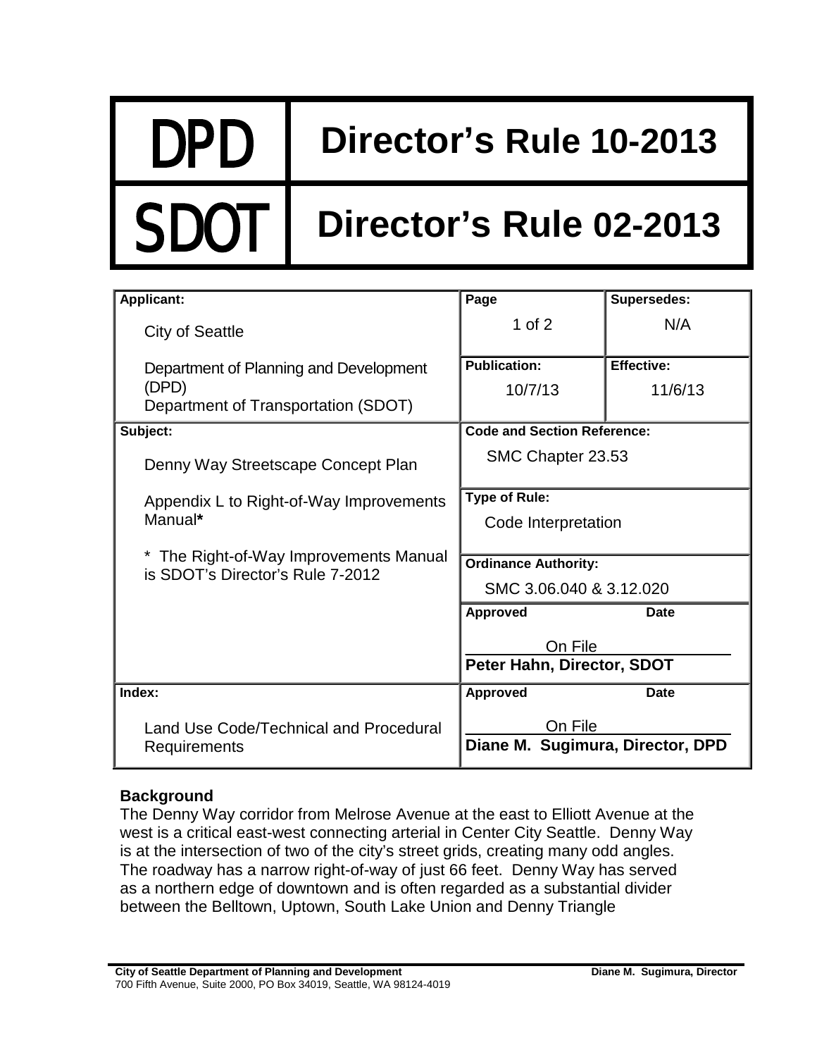# DPD Director's Rule 10-2013

# SDOT Director's Rule 02-2013

| Applicant: | Page | Supersedes: |
|---|---|---|
| City of Seattle<br><br>Department of Planning and Development (DPD)<br>Department of Transportation (SDOT) | 1 of 2 | N/A |
| | **Publication:** 10/7/13 | **Effective:** 11/6/13 |
| **Subject:** | **Code and Section Reference:** | |
| Denny Way Streetscape Concept Plan<br><br>Appendix L to Right-of-Way Improvements Manual**\***<br><br>\* The Right-of-Way Improvements Manual is SDOT's Director's Rule 7-2012 | SMC Chapter 23.53 | |
| | **Type of Rule:** Code Interpretation | |
| | **Ordinance Authority:** SMC 3.06.040 & 3.12.020 | |
| | **Approved** On File **Peter Hahn, Director, SDOT** | **Date** |
| **Index:** | **Approved** | **Date** |
| Land Use Code/Technical and Procedural Requirements | On File **Diane M. Sugimura, Director, DPD** | |

**Background**

The Denny Way corridor from Melrose Avenue at the east to Elliott Avenue at the west is a critical east-west connecting arterial in Center City Seattle. Denny Way is at the intersection of two of the city's street grids, creating many odd angles. The roadway has a narrow right-of-way of just 66 feet. Denny Way has served as a northern edge of downtown and is often regarded as a substantial divider between the Belltown, Uptown, South Lake Union and Denny Triangle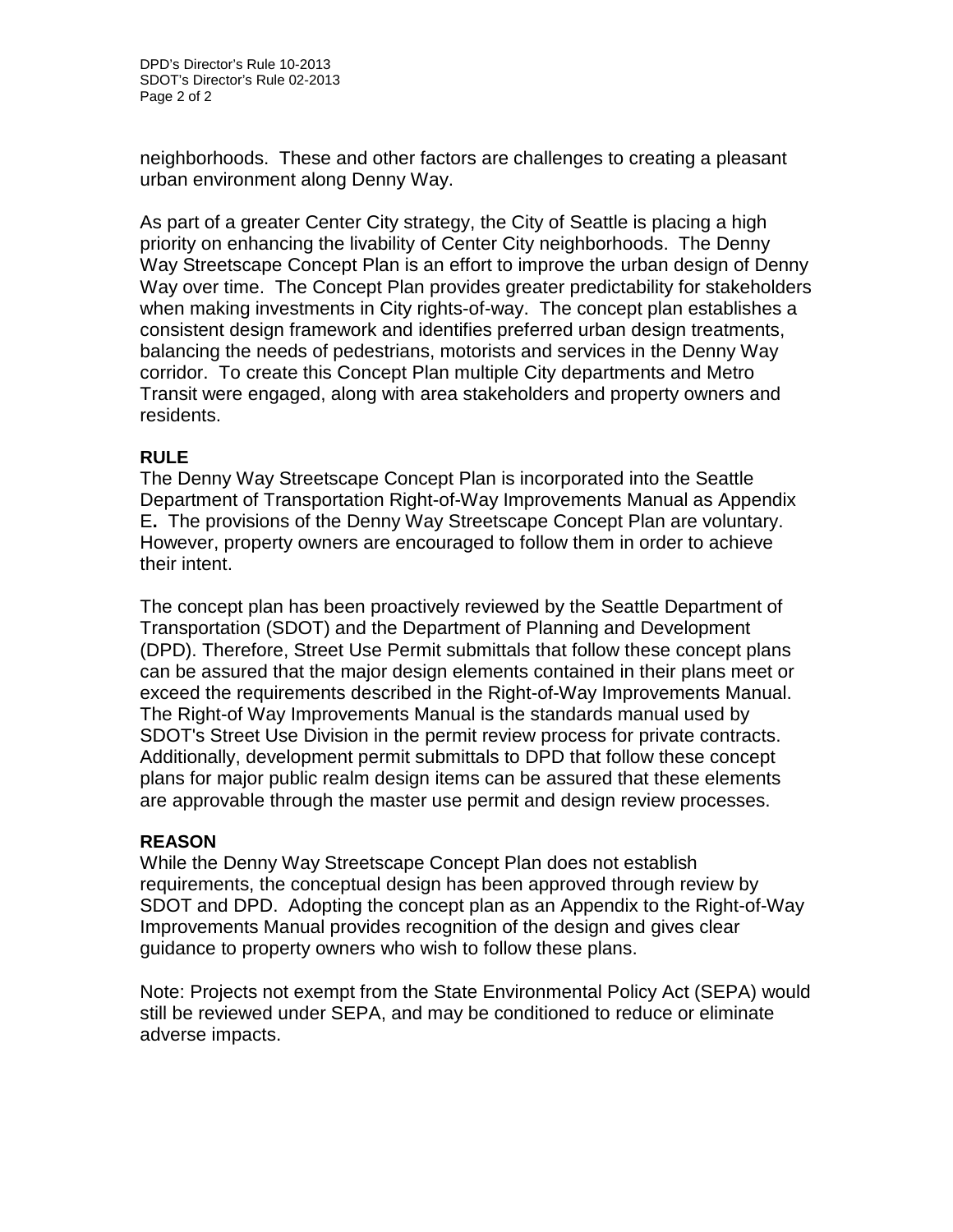neighborhoods. These and other factors are challenges to creating a pleasant urban environment along Denny Way.

As part of a greater Center City strategy, the City of Seattle is placing a high priority on enhancing the livability of Center City neighborhoods. The Denny Way Streetscape Concept Plan is an effort to improve the urban design of Denny Way over time. The Concept Plan provides greater predictability for stakeholders when making investments in City rights-of-way. The concept plan establishes a consistent design framework and identifies preferred urban design treatments, balancing the needs of pedestrians, motorists and services in the Denny Way corridor. To create this Concept Plan multiple City departments and Metro Transit were engaged, along with area stakeholders and property owners and residents.

## RULE

The Denny Way Streetscape Concept Plan is incorporated into the Seattle Department of Transportation Right-of-Way Improvements Manual as Appendix E**.** The provisions of the Denny Way Streetscape Concept Plan are voluntary. However, property owners are encouraged to follow them in order to achieve their intent.

The concept plan has been proactively reviewed by the Seattle Department of Transportation (SDOT) and the Department of Planning and Development (DPD). Therefore, Street Use Permit submittals that follow these concept plans can be assured that the major design elements contained in their plans meet or exceed the requirements described in the Right-of-Way Improvements Manual. The Right-of Way Improvements Manual is the standards manual used by SDOT's Street Use Division in the permit review process for private contracts. Additionally, development permit submittals to DPD that follow these concept plans for major public realm design items can be assured that these elements are approvable through the master use permit and design review processes.

## REASON

While the Denny Way Streetscape Concept Plan does not establish requirements, the conceptual design has been approved through review by SDOT and DPD. Adopting the concept plan as an Appendix to the Right-of-Way Improvements Manual provides recognition of the design and gives clear guidance to property owners who wish to follow these plans.

Note: Projects not exempt from the State Environmental Policy Act (SEPA) would still be reviewed under SEPA, and may be conditioned to reduce or eliminate adverse impacts.